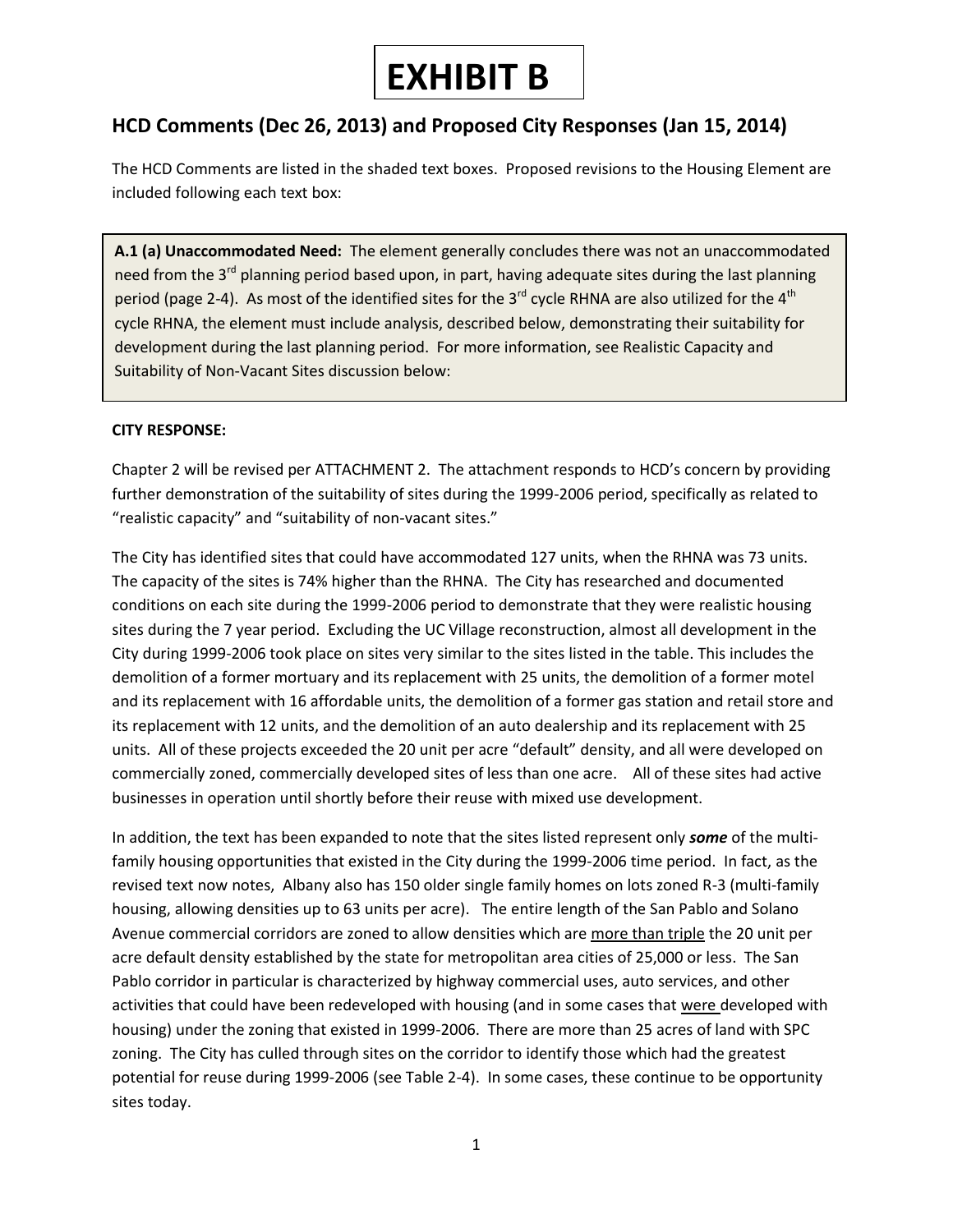# EXHIBIT B

## HCD Comments (Dec 26, 2013) and Proposed City Responses (Jan 15, 2014)

The HCD Comments are listed in the shaded text boxes. Proposed revisions to the Housing Element are included following each text box:

> **A.1 (a) Unaccommodated Need:** The element generally concludes there was not an unaccommodated need from the 3rd planning period based upon, in part, having adequate sites during the last planning period (page 2-4). As most of the identified sites for the 3rd cycle RHNA are also utilized for the 4th cycle RHNA, the element must include analysis, described below, demonstrating their suitability for development during the last planning period. For more information, see Realistic Capacity and Suitability of Non-Vacant Sites discussion below:

**CITY RESPONSE:**

Chapter 2 will be revised per ATTACHMENT 2. The attachment responds to HCD's concern by providing further demonstration of the suitability of sites during the 1999-2006 period, specifically as related to "realistic capacity" and "suitability of non-vacant sites."

The City has identified sites that could have accommodated 127 units, when the RHNA was 73 units. The capacity of the sites is 74% higher than the RHNA. The City has researched and documented conditions on each site during the 1999-2006 period to demonstrate that they were realistic housing sites during the 7 year period. Excluding the UC Village reconstruction, almost all development in the City during 1999-2006 took place on sites very similar to the sites listed in the table. This includes the demolition of a former mortuary and its replacement with 25 units, the demolition of a former motel and its replacement with 16 affordable units, the demolition of a former gas station and retail store and its replacement with 12 units, and the demolition of an auto dealership and its replacement with 25 units. All of these projects exceeded the 20 unit per acre "default" density, and all were developed on commercially zoned, commercially developed sites of less than one acre. All of these sites had active businesses in operation until shortly before their reuse with mixed use development.

In addition, the text has been expanded to note that the sites listed represent only ***some*** of the multi-family housing opportunities that existed in the City during the 1999-2006 time period. In fact, as the revised text now notes, Albany also has 150 older single family homes on lots zoned R-3 (multi-family housing, allowing densities up to 63 units per acre). The entire length of the San Pablo and Solano Avenue commercial corridors are zoned to allow densities which are <u>more than triple</u> the 20 unit per acre default density established by the state for metropolitan area cities of 25,000 or less. The San Pablo corridor in particular is characterized by highway commercial uses, auto services, and other activities that could have been redeveloped with housing (and in some cases that <u>were</u> developed with housing) under the zoning that existed in 1999-2006. There are more than 25 acres of land with SPC zoning. The City has culled through sites on the corridor to identify those which had the greatest potential for reuse during 1999-2006 (see Table 2-4). In some cases, these continue to be opportunity sites today.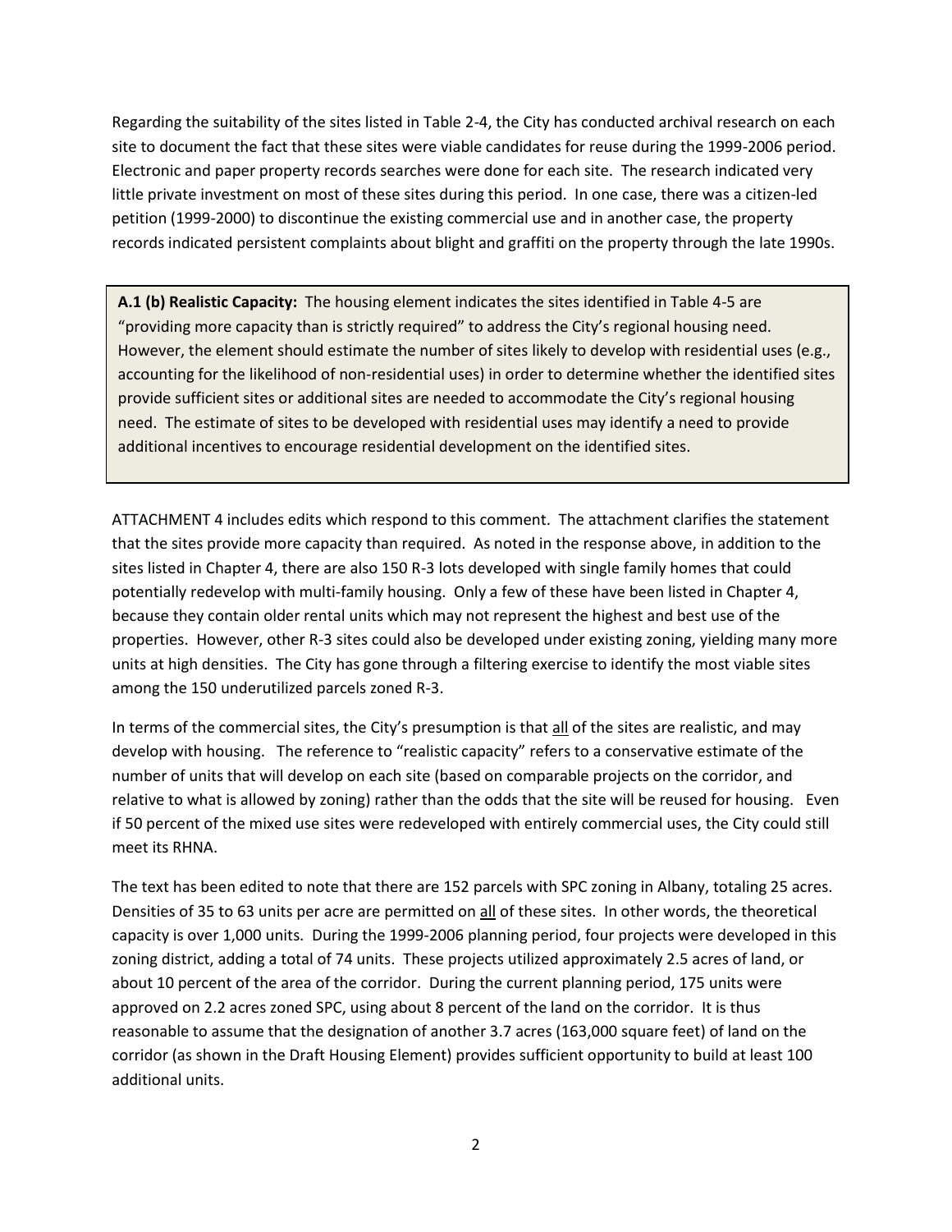Regarding the suitability of the sites listed in Table 2-4, the City has conducted archival research on each site to document the fact that these sites were viable candidates for reuse during the 1999-2006 period. Electronic and paper property records searches were done for each site. The research indicated very little private investment on most of these sites during this period. In one case, there was a citizen-led petition (1999-2000) to discontinue the existing commercial use and in another case, the property records indicated persistent complaints about blight and graffiti on the property through the late 1990s.

> **A.1 (b) Realistic Capacity:** The housing element indicates the sites identified in Table 4-5 are "providing more capacity than is strictly required" to address the City's regional housing need. However, the element should estimate the number of sites likely to develop with residential uses (e.g., accounting for the likelihood of non-residential uses) in order to determine whether the identified sites provide sufficient sites or additional sites are needed to accommodate the City's regional housing need. The estimate of sites to be developed with residential uses may identify a need to provide additional incentives to encourage residential development on the identified sites.

ATTACHMENT 4 includes edits which respond to this comment. The attachment clarifies the statement that the sites provide more capacity than required. As noted in the response above, in addition to the sites listed in Chapter 4, there are also 150 R-3 lots developed with single family homes that could potentially redevelop with multi-family housing. Only a few of these have been listed in Chapter 4, because they contain older rental units which may not represent the highest and best use of the properties. However, other R-3 sites could also be developed under existing zoning, yielding many more units at high densities. The City has gone through a filtering exercise to identify the most viable sites among the 150 underutilized parcels zoned R-3.

In terms of the commercial sites, the City's presumption is that <u>all</u> of the sites are realistic, and may develop with housing. The reference to "realistic capacity" refers to a conservative estimate of the number of units that will develop on each site (based on comparable projects on the corridor, and relative to what is allowed by zoning) rather than the odds that the site will be reused for housing. Even if 50 percent of the mixed use sites were redeveloped with entirely commercial uses, the City could still meet its RHNA.

The text has been edited to note that there are 152 parcels with SPC zoning in Albany, totaling 25 acres. Densities of 35 to 63 units per acre are permitted on <u>all</u> of these sites. In other words, the theoretical capacity is over 1,000 units. During the 1999-2006 planning period, four projects were developed in this zoning district, adding a total of 74 units. These projects utilized approximately 2.5 acres of land, or about 10 percent of the area of the corridor. During the current planning period, 175 units were approved on 2.2 acres zoned SPC, using about 8 percent of the land on the corridor. It is thus reasonable to assume that the designation of another 3.7 acres (163,000 square feet) of land on the corridor (as shown in the Draft Housing Element) provides sufficient opportunity to build at least 100 additional units.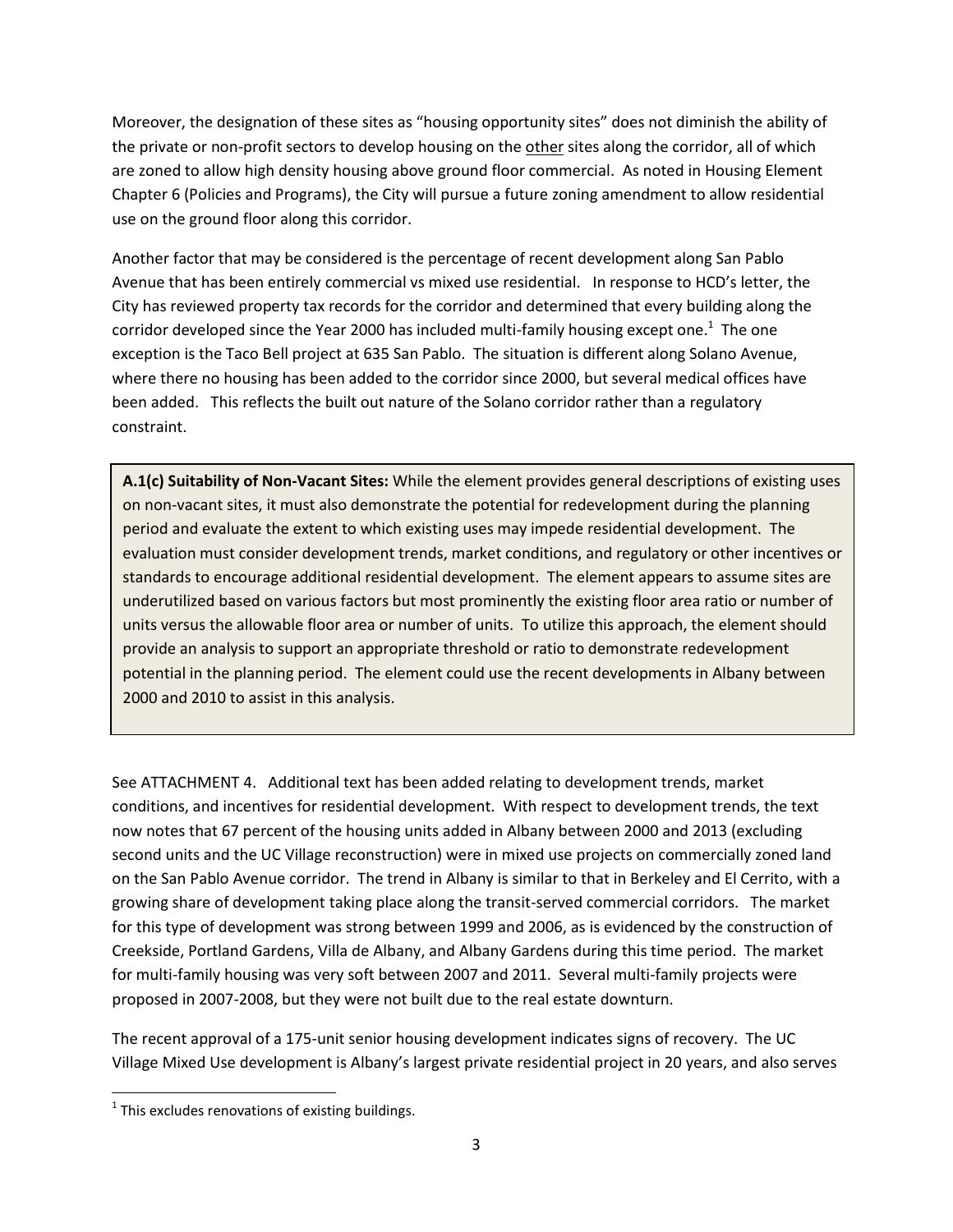Moreover, the designation of these sites as "housing opportunity sites" does not diminish the ability of the private or non-profit sectors to develop housing on the other sites along the corridor, all of which are zoned to allow high density housing above ground floor commercial. As noted in Housing Element Chapter 6 (Policies and Programs), the City will pursue a future zoning amendment to allow residential use on the ground floor along this corridor.

Another factor that may be considered is the percentage of recent development along San Pablo Avenue that has been entirely commercial vs mixed use residential. In response to HCD's letter, the City has reviewed property tax records for the corridor and determined that every building along the corridor developed since the Year 2000 has included multi-family housing except one.[1] The one exception is the Taco Bell project at 635 San Pablo. The situation is different along Solano Avenue, where there no housing has been added to the corridor since 2000, but several medical offices have been added. This reflects the built out nature of the Solano corridor rather than a regulatory constraint.

> **A.1(c) Suitability of Non-Vacant Sites:** While the element provides general descriptions of existing uses on non-vacant sites, it must also demonstrate the potential for redevelopment during the planning period and evaluate the extent to which existing uses may impede residential development. The evaluation must consider development trends, market conditions, and regulatory or other incentives or standards to encourage additional residential development. The element appears to assume sites are underutilized based on various factors but most prominently the existing floor area ratio or number of units versus the allowable floor area or number of units. To utilize this approach, the element should provide an analysis to support an appropriate threshold or ratio to demonstrate redevelopment potential in the planning period. The element could use the recent developments in Albany between 2000 and 2010 to assist in this analysis.

See ATTACHMENT 4. Additional text has been added relating to development trends, market conditions, and incentives for residential development. With respect to development trends, the text now notes that 67 percent of the housing units added in Albany between 2000 and 2013 (excluding second units and the UC Village reconstruction) were in mixed use projects on commercially zoned land on the San Pablo Avenue corridor. The trend in Albany is similar to that in Berkeley and El Cerrito, with a growing share of development taking place along the transit-served commercial corridors. The market for this type of development was strong between 1999 and 2006, as is evidenced by the construction of Creekside, Portland Gardens, Villa de Albany, and Albany Gardens during this time period. The market for multi-family housing was very soft between 2007 and 2011. Several multi-family projects were proposed in 2007-2008, but they were not built due to the real estate downturn.

The recent approval of a 175-unit senior housing development indicates signs of recovery. The UC Village Mixed Use development is Albany's largest private residential project in 20 years, and also serves

[1] This excludes renovations of existing buildings.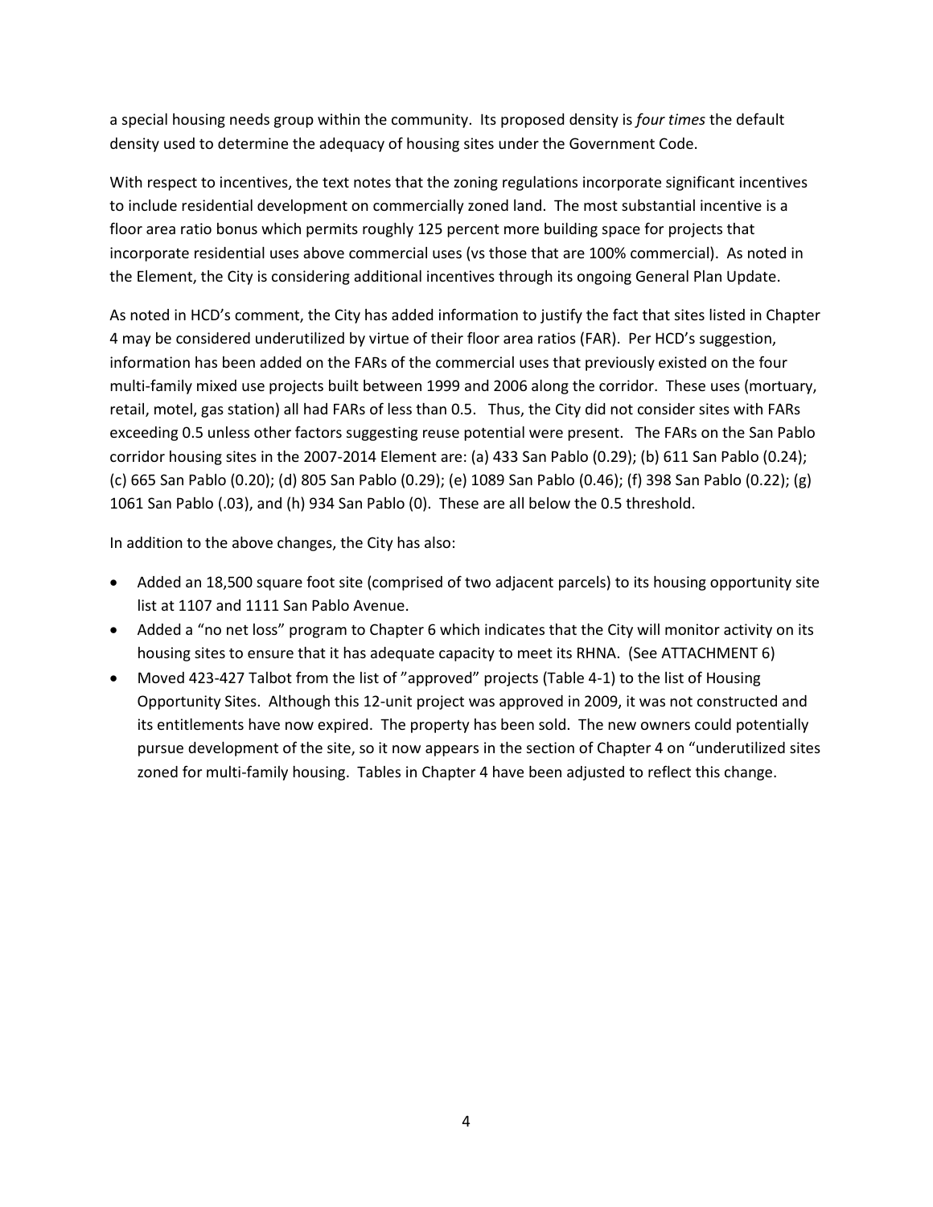a special housing needs group within the community. Its proposed density is *four times* the default density used to determine the adequacy of housing sites under the Government Code.

With respect to incentives, the text notes that the zoning regulations incorporate significant incentives to include residential development on commercially zoned land. The most substantial incentive is a floor area ratio bonus which permits roughly 125 percent more building space for projects that incorporate residential uses above commercial uses (vs those that are 100% commercial). As noted in the Element, the City is considering additional incentives through its ongoing General Plan Update.

As noted in HCD's comment, the City has added information to justify the fact that sites listed in Chapter 4 may be considered underutilized by virtue of their floor area ratios (FAR). Per HCD's suggestion, information has been added on the FARs of the commercial uses that previously existed on the four multi-family mixed use projects built between 1999 and 2006 along the corridor. These uses (mortuary, retail, motel, gas station) all had FARs of less than 0.5. Thus, the City did not consider sites with FARs exceeding 0.5 unless other factors suggesting reuse potential were present. The FARs on the San Pablo corridor housing sites in the 2007-2014 Element are: (a) 433 San Pablo (0.29); (b) 611 San Pablo (0.24); (c) 665 San Pablo (0.20); (d) 805 San Pablo (0.29); (e) 1089 San Pablo (0.46); (f) 398 San Pablo (0.22); (g) 1061 San Pablo (.03), and (h) 934 San Pablo (0). These are all below the 0.5 threshold.

In addition to the above changes, the City has also:

- Added an 18,500 square foot site (comprised of two adjacent parcels) to its housing opportunity site list at 1107 and 1111 San Pablo Avenue.
- Added a "no net loss" program to Chapter 6 which indicates that the City will monitor activity on its housing sites to ensure that it has adequate capacity to meet its RHNA. (See ATTACHMENT 6)
- Moved 423-427 Talbot from the list of "approved" projects (Table 4-1) to the list of Housing Opportunity Sites. Although this 12-unit project was approved in 2009, it was not constructed and its entitlements have now expired. The property has been sold. The new owners could potentially pursue development of the site, so it now appears in the section of Chapter 4 on "underutilized sites zoned for multi-family housing. Tables in Chapter 4 have been adjusted to reflect this change.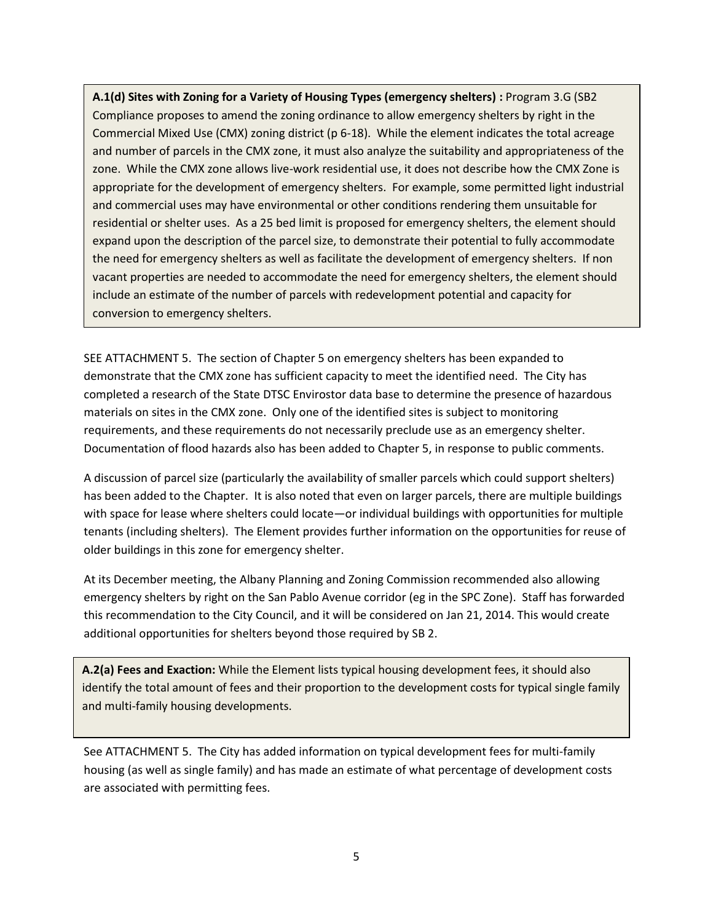**A.1(d) Sites with Zoning for a Variety of Housing Types (emergency shelters) :** Program 3.G (SB2 Compliance proposes to amend the zoning ordinance to allow emergency shelters by right in the Commercial Mixed Use (CMX) zoning district (p 6-18). While the element indicates the total acreage and number of parcels in the CMX zone, it must also analyze the suitability and appropriateness of the zone. While the CMX zone allows live-work residential use, it does not describe how the CMX Zone is appropriate for the development of emergency shelters. For example, some permitted light industrial and commercial uses may have environmental or other conditions rendering them unsuitable for residential or shelter uses. As a 25 bed limit is proposed for emergency shelters, the element should expand upon the description of the parcel size, to demonstrate their potential to fully accommodate the need for emergency shelters as well as facilitate the development of emergency shelters. If non vacant properties are needed to accommodate the need for emergency shelters, the element should include an estimate of the number of parcels with redevelopment potential and capacity for conversion to emergency shelters.

SEE ATTACHMENT 5. The section of Chapter 5 on emergency shelters has been expanded to demonstrate that the CMX zone has sufficient capacity to meet the identified need. The City has completed a research of the State DTSC Envirostor data base to determine the presence of hazardous materials on sites in the CMX zone. Only one of the identified sites is subject to monitoring requirements, and these requirements do not necessarily preclude use as an emergency shelter. Documentation of flood hazards also has been added to Chapter 5, in response to public comments.

A discussion of parcel size (particularly the availability of smaller parcels which could support shelters) has been added to the Chapter. It is also noted that even on larger parcels, there are multiple buildings with space for lease where shelters could locate—or individual buildings with opportunities for multiple tenants (including shelters). The Element provides further information on the opportunities for reuse of older buildings in this zone for emergency shelter.

At its December meeting, the Albany Planning and Zoning Commission recommended also allowing emergency shelters by right on the San Pablo Avenue corridor (eg in the SPC Zone). Staff has forwarded this recommendation to the City Council, and it will be considered on Jan 21, 2014. This would create additional opportunities for shelters beyond those required by SB 2.

**A.2(a) Fees and Exaction:** While the Element lists typical housing development fees, it should also identify the total amount of fees and their proportion to the development costs for typical single family and multi-family housing developments.

See ATTACHMENT 5. The City has added information on typical development fees for multi-family housing (as well as single family) and has made an estimate of what percentage of development costs are associated with permitting fees.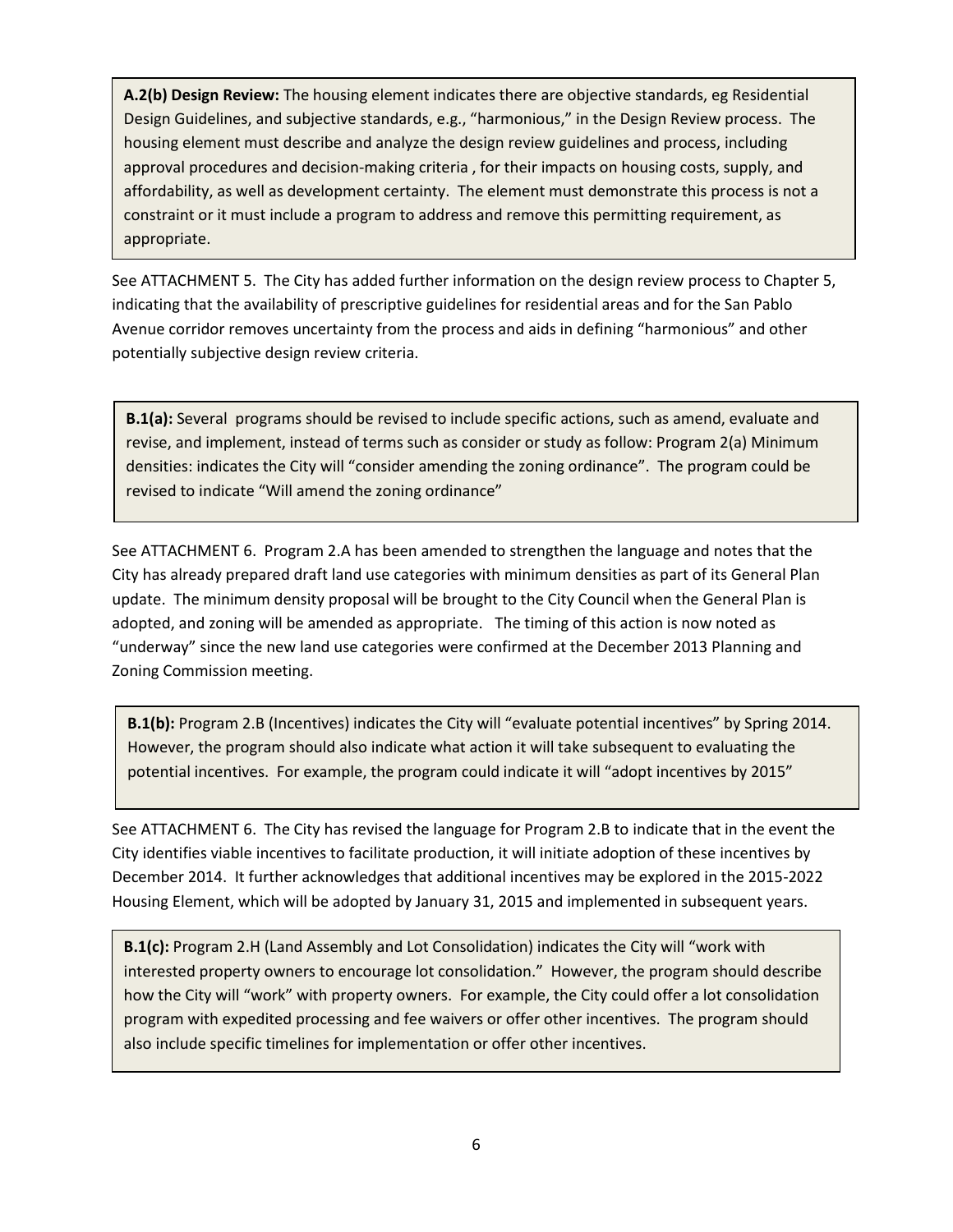**A.2(b) Design Review:** The housing element indicates there are objective standards, eg Residential Design Guidelines, and subjective standards, e.g., "harmonious," in the Design Review process. The housing element must describe and analyze the design review guidelines and process, including approval procedures and decision-making criteria , for their impacts on housing costs, supply, and affordability, as well as development certainty. The element must demonstrate this process is not a constraint or it must include a program to address and remove this permitting requirement, as appropriate.

See ATTACHMENT 5. The City has added further information on the design review process to Chapter 5, indicating that the availability of prescriptive guidelines for residential areas and for the San Pablo Avenue corridor removes uncertainty from the process and aids in defining "harmonious" and other potentially subjective design review criteria.

**B.1(a):** Several programs should be revised to include specific actions, such as amend, evaluate and revise, and implement, instead of terms such as consider or study as follow: Program 2(a) Minimum densities: indicates the City will "consider amending the zoning ordinance". The program could be revised to indicate "Will amend the zoning ordinance"

See ATTACHMENT 6. Program 2.A has been amended to strengthen the language and notes that the City has already prepared draft land use categories with minimum densities as part of its General Plan update. The minimum density proposal will be brought to the City Council when the General Plan is adopted, and zoning will be amended as appropriate. The timing of this action is now noted as "underway" since the new land use categories were confirmed at the December 2013 Planning and Zoning Commission meeting.

**B.1(b):** Program 2.B (Incentives) indicates the City will "evaluate potential incentives" by Spring 2014. However, the program should also indicate what action it will take subsequent to evaluating the potential incentives. For example, the program could indicate it will "adopt incentives by 2015"

See ATTACHMENT 6. The City has revised the language for Program 2.B to indicate that in the event the City identifies viable incentives to facilitate production, it will initiate adoption of these incentives by December 2014. It further acknowledges that additional incentives may be explored in the 2015-2022 Housing Element, which will be adopted by January 31, 2015 and implemented in subsequent years.

**B.1(c):** Program 2.H (Land Assembly and Lot Consolidation) indicates the City will "work with interested property owners to encourage lot consolidation." However, the program should describe how the City will "work" with property owners. For example, the City could offer a lot consolidation program with expedited processing and fee waivers or offer other incentives. The program should also include specific timelines for implementation or offer other incentives.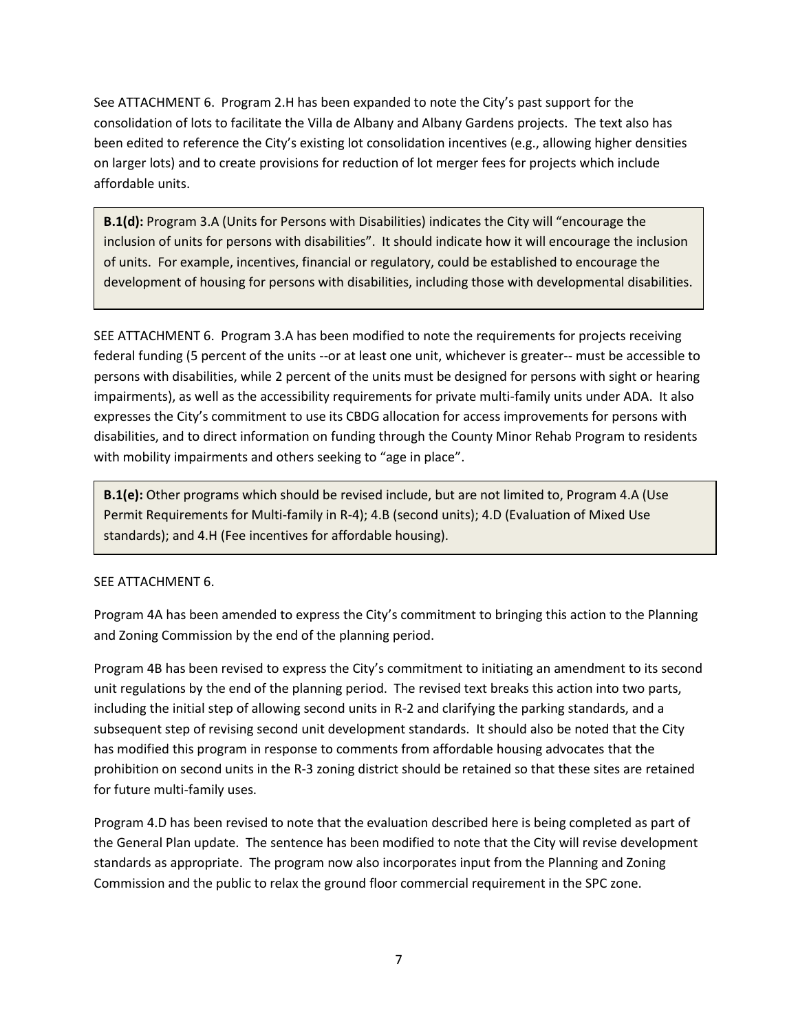See ATTACHMENT 6. Program 2.H has been expanded to note the City's past support for the consolidation of lots to facilitate the Villa de Albany and Albany Gardens projects. The text also has been edited to reference the City's existing lot consolidation incentives (e.g., allowing higher densities on larger lots) and to create provisions for reduction of lot merger fees for projects which include affordable units.

> **B.1(d):** Program 3.A (Units for Persons with Disabilities) indicates the City will "encourage the inclusion of units for persons with disabilities". It should indicate how it will encourage the inclusion of units. For example, incentives, financial or regulatory, could be established to encourage the development of housing for persons with disabilities, including those with developmental disabilities.

SEE ATTACHMENT 6. Program 3.A has been modified to note the requirements for projects receiving federal funding (5 percent of the units --or at least one unit, whichever is greater-- must be accessible to persons with disabilities, while 2 percent of the units must be designed for persons with sight or hearing impairments), as well as the accessibility requirements for private multi-family units under ADA. It also expresses the City's commitment to use its CBDG allocation for access improvements for persons with disabilities, and to direct information on funding through the County Minor Rehab Program to residents with mobility impairments and others seeking to "age in place".

> **B.1(e):** Other programs which should be revised include, but are not limited to, Program 4.A (Use Permit Requirements for Multi-family in R-4); 4.B (second units); 4.D (Evaluation of Mixed Use standards); and 4.H (Fee incentives for affordable housing).

SEE ATTACHMENT 6.

Program 4A has been amended to express the City's commitment to bringing this action to the Planning and Zoning Commission by the end of the planning period.

Program 4B has been revised to express the City's commitment to initiating an amendment to its second unit regulations by the end of the planning period. The revised text breaks this action into two parts, including the initial step of allowing second units in R-2 and clarifying the parking standards, and a subsequent step of revising second unit development standards. It should also be noted that the City has modified this program in response to comments from affordable housing advocates that the prohibition on second units in the R-3 zoning district should be retained so that these sites are retained for future multi-family uses.

Program 4.D has been revised to note that the evaluation described here is being completed as part of the General Plan update. The sentence has been modified to note that the City will revise development standards as appropriate. The program now also incorporates input from the Planning and Zoning Commission and the public to relax the ground floor commercial requirement in the SPC zone.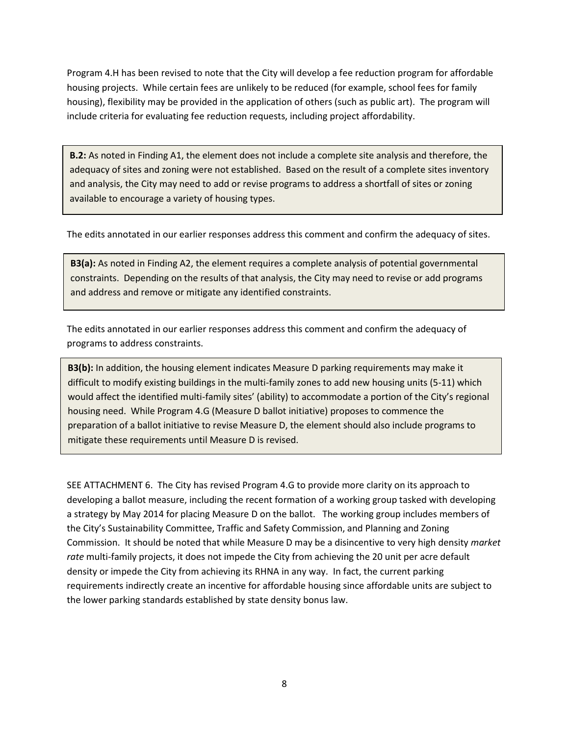Program 4.H has been revised to note that the City will develop a fee reduction program for affordable housing projects. While certain fees are unlikely to be reduced (for example, school fees for family housing), flexibility may be provided in the application of others (such as public art). The program will include criteria for evaluating fee reduction requests, including project affordability.

> **B.2:** As noted in Finding A1, the element does not include a complete site analysis and therefore, the adequacy of sites and zoning were not established. Based on the result of a complete sites inventory and analysis, the City may need to add or revise programs to address a shortfall of sites or zoning available to encourage a variety of housing types.

The edits annotated in our earlier responses address this comment and confirm the adequacy of sites.

> **B3(a):** As noted in Finding A2, the element requires a complete analysis of potential governmental constraints. Depending on the results of that analysis, the City may need to revise or add programs and address and remove or mitigate any identified constraints.

The edits annotated in our earlier responses address this comment and confirm the adequacy of programs to address constraints.

> **B3(b):** In addition, the housing element indicates Measure D parking requirements may make it difficult to modify existing buildings in the multi-family zones to add new housing units (5-11) which would affect the identified multi-family sites' (ability) to accommodate a portion of the City's regional housing need. While Program 4.G (Measure D ballot initiative) proposes to commence the preparation of a ballot initiative to revise Measure D, the element should also include programs to mitigate these requirements until Measure D is revised.

SEE ATTACHMENT 6. The City has revised Program 4.G to provide more clarity on its approach to developing a ballot measure, including the recent formation of a working group tasked with developing a strategy by May 2014 for placing Measure D on the ballot. The working group includes members of the City's Sustainability Committee, Traffic and Safety Commission, and Planning and Zoning Commission. It should be noted that while Measure D may be a disincentive to very high density *market rate* multi-family projects, it does not impede the City from achieving the 20 unit per acre default density or impede the City from achieving its RHNA in any way. In fact, the current parking requirements indirectly create an incentive for affordable housing since affordable units are subject to the lower parking standards established by state density bonus law.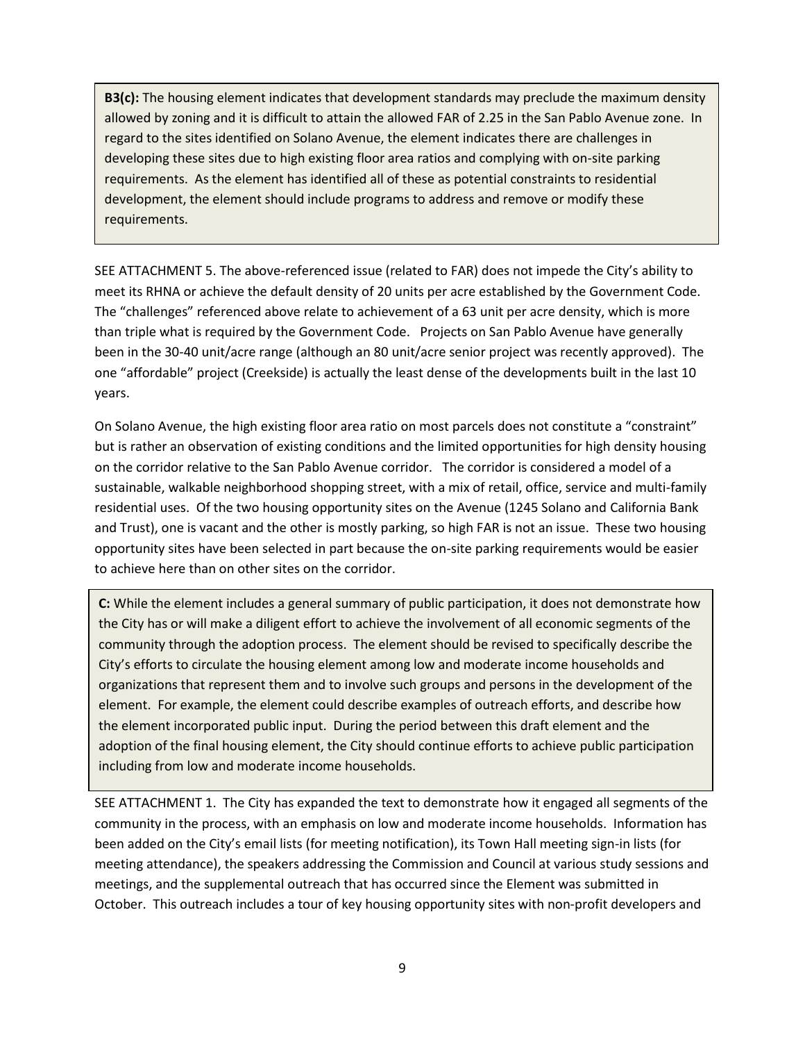**B3(c):** The housing element indicates that development standards may preclude the maximum density allowed by zoning and it is difficult to attain the allowed FAR of 2.25 in the San Pablo Avenue zone. In regard to the sites identified on Solano Avenue, the element indicates there are challenges in developing these sites due to high existing floor area ratios and complying with on-site parking requirements. As the element has identified all of these as potential constraints to residential development, the element should include programs to address and remove or modify these requirements.

SEE ATTACHMENT 5. The above-referenced issue (related to FAR) does not impede the City's ability to meet its RHNA or achieve the default density of 20 units per acre established by the Government Code. The "challenges" referenced above relate to achievement of a 63 unit per acre density, which is more than triple what is required by the Government Code. Projects on San Pablo Avenue have generally been in the 30-40 unit/acre range (although an 80 unit/acre senior project was recently approved). The one "affordable" project (Creekside) is actually the least dense of the developments built in the last 10 years.

On Solano Avenue, the high existing floor area ratio on most parcels does not constitute a "constraint" but is rather an observation of existing conditions and the limited opportunities for high density housing on the corridor relative to the San Pablo Avenue corridor. The corridor is considered a model of a sustainable, walkable neighborhood shopping street, with a mix of retail, office, service and multi-family residential uses. Of the two housing opportunity sites on the Avenue (1245 Solano and California Bank and Trust), one is vacant and the other is mostly parking, so high FAR is not an issue. These two housing opportunity sites have been selected in part because the on-site parking requirements would be easier to achieve here than on other sites on the corridor.

**C:** While the element includes a general summary of public participation, it does not demonstrate how the City has or will make a diligent effort to achieve the involvement of all economic segments of the community through the adoption process. The element should be revised to specifically describe the City's efforts to circulate the housing element among low and moderate income households and organizations that represent them and to involve such groups and persons in the development of the element. For example, the element could describe examples of outreach efforts, and describe how the element incorporated public input. During the period between this draft element and the adoption of the final housing element, the City should continue efforts to achieve public participation including from low and moderate income households.

SEE ATTACHMENT 1. The City has expanded the text to demonstrate how it engaged all segments of the community in the process, with an emphasis on low and moderate income households. Information has been added on the City's email lists (for meeting notification), its Town Hall meeting sign-in lists (for meeting attendance), the speakers addressing the Commission and Council at various study sessions and meetings, and the supplemental outreach that has occurred since the Element was submitted in October. This outreach includes a tour of key housing opportunity sites with non-profit developers and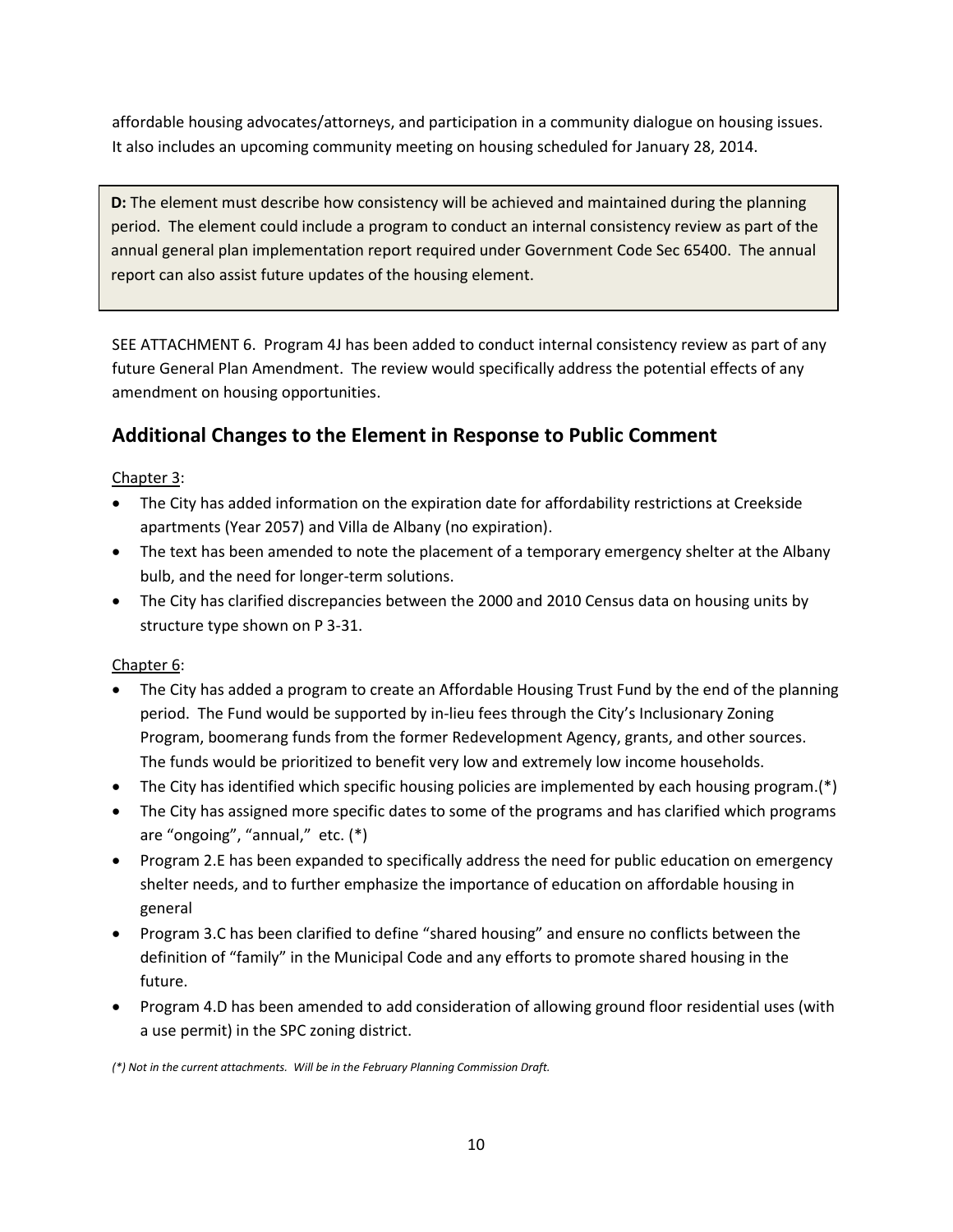affordable housing advocates/attorneys, and participation in a community dialogue on housing issues. It also includes an upcoming community meeting on housing scheduled for January 28, 2014.

> **D:** The element must describe how consistency will be achieved and maintained during the planning period. The element could include a program to conduct an internal consistency review as part of the annual general plan implementation report required under Government Code Sec 65400. The annual report can also assist future updates of the housing element.

SEE ATTACHMENT 6. Program 4J has been added to conduct internal consistency review as part of any future General Plan Amendment. The review would specifically address the potential effects of any amendment on housing opportunities.

## Additional Changes to the Element in Response to Public Comment

<u>Chapter 3</u>:

- The City has added information on the expiration date for affordability restrictions at Creekside apartments (Year 2057) and Villa de Albany (no expiration).
- The text has been amended to note the placement of a temporary emergency shelter at the Albany bulb, and the need for longer-term solutions.
- The City has clarified discrepancies between the 2000 and 2010 Census data on housing units by structure type shown on P 3-31.

<u>Chapter 6</u>:

- The City has added a program to create an Affordable Housing Trust Fund by the end of the planning period. The Fund would be supported by in-lieu fees through the City's Inclusionary Zoning Program, boomerang funds from the former Redevelopment Agency, grants, and other sources. The funds would be prioritized to benefit very low and extremely low income households.
- The City has identified which specific housing policies are implemented by each housing program.(*)
- The City has assigned more specific dates to some of the programs and has clarified which programs are "ongoing", "annual," etc. (*)
- Program 2.E has been expanded to specifically address the need for public education on emergency shelter needs, and to further emphasize the importance of education on affordable housing in general
- Program 3.C has been clarified to define "shared housing" and ensure no conflicts between the definition of "family" in the Municipal Code and any efforts to promote shared housing in the future.
- Program 4.D has been amended to add consideration of allowing ground floor residential uses (with a use permit) in the SPC zoning district.

*(*) Not in the current attachments. Will be in the February Planning Commission Draft.*